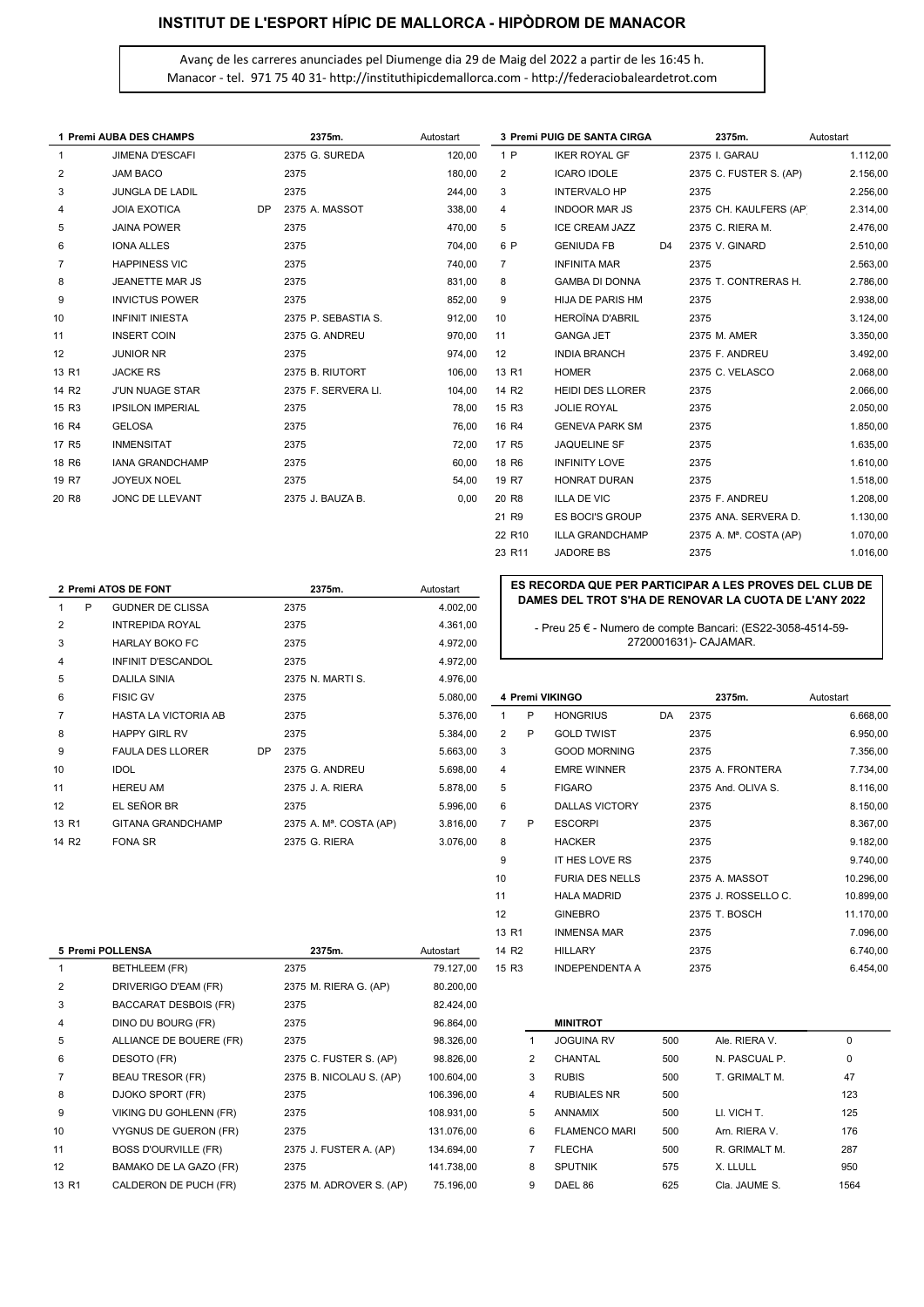# INSTITUT DE L'ESPORT HÍPIC DE MALLORCA - HIPÒDROM DE MANACOR

Avanç de les carreres anunciades pel Diumenge dia 29 de Maig del 2022 a partir de les 16:45 h.
Manacor - tel. 971 75 40 31- http://instituthipicdemallorca.com - http://federaciobaleardetrot.com

## 1 Premi AUBA DES CHAMPS — 2375m. — Autostart

| Nº | | Cavall | | Dist. | Conductor | Guanys |
|---|---|---|---|---|---|---|
| 1 | | JIMENA D'ESCAFI | | 2375 | G. SUREDA | 120,00 |
| 2 | | JAM BACO | | 2375 | | 180,00 |
| 3 | | JUNGLA DE LADIL | | 2375 | | 244,00 |
| 4 | | JOIA EXOTICA | DP | 2375 | A. MASSOT | 338,00 |
| 5 | | JAINA POWER | | 2375 | | 470,00 |
| 6 | | IONA ALLES | | 2375 | | 704,00 |
| 7 | | HAPPINESS VIC | | 2375 | | 740,00 |
| 8 | | JEANETTE MAR JS | | 2375 | | 831,00 |
| 9 | | INVICTUS POWER | | 2375 | | 852,00 |
| 10 | | INFINIT INIESTA | | 2375 | P. SEBASTIA S. | 912,00 |
| 11 | | INSERT COIN | | 2375 | G. ANDREU | 970,00 |
| 12 | | JUNIOR NR | | 2375 | | 974,00 |
| 13 R1 | | JACKE RS | | 2375 | B. RIUTORT | 106,00 |
| 14 R2 | | J'UN NUAGE STAR | | 2375 | F. SERVERA Ll. | 104,00 |
| 15 R3 | | IPSILON IMPERIAL | | 2375 | | 78,00 |
| 16 R4 | | GELOSA | | 2375 | | 76,00 |
| 17 R5 | | INMENSITAT | | 2375 | | 72,00 |
| 18 R6 | | IANA GRANDCHAMP | | 2375 | | 60,00 |
| 19 R7 | | JOYEUX NOEL | | 2375 | | 54,00 |
| 20 R8 | | JONC DE LLEVANT | | 2375 | J. BAUZA B. | 0,00 |

## 2 Premi ATOS DE FONT — 2375m. — Autostart

| Nº | | Cavall | | Dist. | Conductor | Guanys |
|---|---|---|---|---|---|---|
| 1 | P | GUDNER DE CLISSA | | 2375 | | 4.002,00 |
| 2 | | INTREPIDA ROYAL | | 2375 | | 4.361,00 |
| 3 | | HARLAY BOKO FC | | 2375 | | 4.972,00 |
| 4 | | INFINIT D'ESCANDOL | | 2375 | | 4.972,00 |
| 5 | | DALILA SINIA | | 2375 | N. MARTI S. | 4.976,00 |
| 6 | | FISIC GV | | 2375 | | 5.080,00 |
| 7 | | HASTA LA VICTORIA AB | | 2375 | | 5.376,00 |
| 8 | | HAPPY GIRL RV | | 2375 | | 5.384,00 |
| 9 | | FAULA DES LLORER | DP | 2375 | | 5.663,00 |
| 10 | | IDOL | | 2375 | G. ANDREU | 5.698,00 |
| 11 | | HEREU AM | | 2375 | J. A. RIERA | 5.878,00 |
| 12 | | EL SEÑOR BR | | 2375 | | 5.996,00 |
| 13 R1 | | GITANA GRANDCHAMP | | 2375 | A. Mª. COSTA (AP) | 3.816,00 |
| 14 R2 | | FONA SR | | 2375 | G. RIERA | 3.076,00 |

## 3 Premi PUIG DE SANTA CIRGA — 2375m. — Autostart

| Nº | | Cavall | | Dist. | Conductor | Guanys |
|---|---|---|---|---|---|---|
| 1 | P | IKER ROYAL GF | | 2375 | I. GARAU | 1.112,00 |
| 2 | | ICARO IDOLE | | 2375 | C. FUSTER S. (AP) | 2.156,00 |
| 3 | | INTERVALO HP | | 2375 | | 2.256,00 |
| 4 | | INDOOR MAR JS | | 2375 | CH. KAULFERS (AP | 2.314,00 |
| 5 | | ICE CREAM JAZZ | | 2375 | C. RIERA M. | 2.476,00 |
| 6 | P | GENIUDA FB | D4 | 2375 | V. GINARD | 2.510,00 |
| 7 | | INFINITA MAR | | 2375 | | 2.563,00 |
| 8 | | GAMBA DI DONNA | | 2375 | T. CONTRERAS H. | 2.786,00 |
| 9 | | HIJA DE PARIS HM | | 2375 | | 2.938,00 |
| 10 | | HEROÏNA D'ABRIL | | 2375 | | 3.124,00 |
| 11 | | GANGA JET | | 2375 | M. AMER | 3.350,00 |
| 12 | | INDIA BRANCH | | 2375 | F. ANDREU | 3.492,00 |
| 13 R1 | | HOMER | | 2375 | C. VELASCO | 2.068,00 |
| 14 R2 | | HEIDI DES LLORER | | 2375 | | 2.066,00 |
| 15 R3 | | JOLIE ROYAL | | 2375 | | 2.050,00 |
| 16 R4 | | GENEVA PARK SM | | 2375 | | 1.850,00 |
| 17 R5 | | JAQUELINE SF | | 2375 | | 1.635,00 |
| 18 R6 | | INFINITY LOVE | | 2375 | | 1.610,00 |
| 19 R7 | | HONRAT DURAN | | 2375 | | 1.518,00 |
| 20 R8 | | ILLA DE VIC | | 2375 | F. ANDREU | 1.208,00 |
| 21 R9 | | ES BOCI'S GROUP | | 2375 | ANA. SERVERA D. | 1.130,00 |
| 22 R10 | | ILLA GRANDCHAMP | | 2375 | A. Mª. COSTA (AP) | 1.070,00 |
| 23 R11 | | JADORE BS | | 2375 | | 1.016,00 |

**ES RECORDA QUE PER PARTICIPAR A LES PROVES DEL CLUB DE DAMES DEL TROT S'HA DE RENOVAR LA CUOTA DE L'ANY 2022**

- Preu 25 € - Numero de compte Bancari: (ES22-3058-4514-59-2720001631)- CAJAMAR.

## 4 Premi VIKINGO — 2375m. — Autostart

| Nº | | Cavall | | Dist. | Conductor | Guanys |
|---|---|---|---|---|---|---|
| 1 | P | HONGRIUS | DA | 2375 | | 6.668,00 |
| 2 | P | GOLD TWIST | | 2375 | | 6.950,00 |
| 3 | | GOOD MORNING | | 2375 | | 7.356,00 |
| 4 | | EMRE WINNER | | 2375 | A. FRONTERA | 7.734,00 |
| 5 | | FIGARO | | 2375 | And. OLIVA S. | 8.116,00 |
| 6 | | DALLAS VICTORY | | 2375 | | 8.150,00 |
| 7 | P | ESCORPI | | 2375 | | 8.367,00 |
| 8 | | HACKER | | 2375 | | 9.182,00 |
| 9 | | IT HES LOVE RS | | 2375 | | 9.740,00 |
| 10 | | FURIA DES NELLS | | 2375 | A. MASSOT | 10.296,00 |
| 11 | | HALA MADRID | | 2375 | J. ROSSELLO C. | 10.899,00 |
| 12 | | GINEBRO | | 2375 | T. BOSCH | 11.170,00 |
| 13 R1 | | INMENSA MAR | | 2375 | | 7.096,00 |
| 14 R2 | | HILLARY | | 2375 | | 6.740,00 |
| 15 R3 | | INDEPENDENTA A | | 2375 | | 6.454,00 |

## 5 Premi POLLENSA — 2375m. — Autostart

| Nº | Cavall | Dist. | Conductor | Guanys |
|---|---|---|---|---|
| 1 | BETHLEEM (FR) | 2375 | | 79.127,00 |
| 2 | DRIVERIGO D'EAM (FR) | 2375 | M. RIERA G. (AP) | 80.200,00 |
| 3 | BACCARAT DESBOIS (FR) | 2375 | | 82.424,00 |
| 4 | DINO DU BOURG (FR) | 2375 | | 96.864,00 |
| 5 | ALLIANCE DE BOUERE (FR) | 2375 | | 98.326,00 |
| 6 | DESOTO (FR) | 2375 | C. FUSTER S. (AP) | 98.826,00 |
| 7 | BEAU TRESOR (FR) | 2375 | B. NICOLAU S. (AP) | 100.604,00 |
| 8 | DJOKO SPORT (FR) | 2375 | | 106.396,00 |
| 9 | VIKING DU GOHLENN (FR) | 2375 | | 108.931,00 |
| 10 | VYGNUS DE GUERON (FR) | 2375 | | 131.076,00 |
| 11 | BOSS D'OURVILLE (FR) | 2375 | J. FUSTER A. (AP) | 134.694,00 |
| 12 | BAMAKO DE LA GAZO (FR) | 2375 | | 141.738,00 |
| 13 R1 | CALDERON DE PUCH (FR) | 2375 | M. ADROVER S. (AP) | 75.196,00 |

## MINITROT

| Nº | Cavall | Dist. | Conductor | |
|---|---|---|---|---|
| 1 | JOGUINA RV | 500 | Ale. RIERA V. | 0 |
| 2 | CHANTAL | 500 | N. PASCUAL P. | 0 |
| 3 | RUBIS | 500 | T. GRIMALT M. | 47 |
| 4 | RUBIALES NR | 500 | | 123 |
| 5 | ANNAMIX | 500 | Ll. VICH T. | 125 |
| 6 | FLAMENCO MARI | 500 | Arn. RIERA V. | 176 |
| 7 | FLECHA | 500 | R. GRIMALT M. | 287 |
| 8 | SPUTNIK | 575 | X. LLULL | 950 |
| 9 | DAEL 86 | 625 | Cla. JAUME S. | 1564 |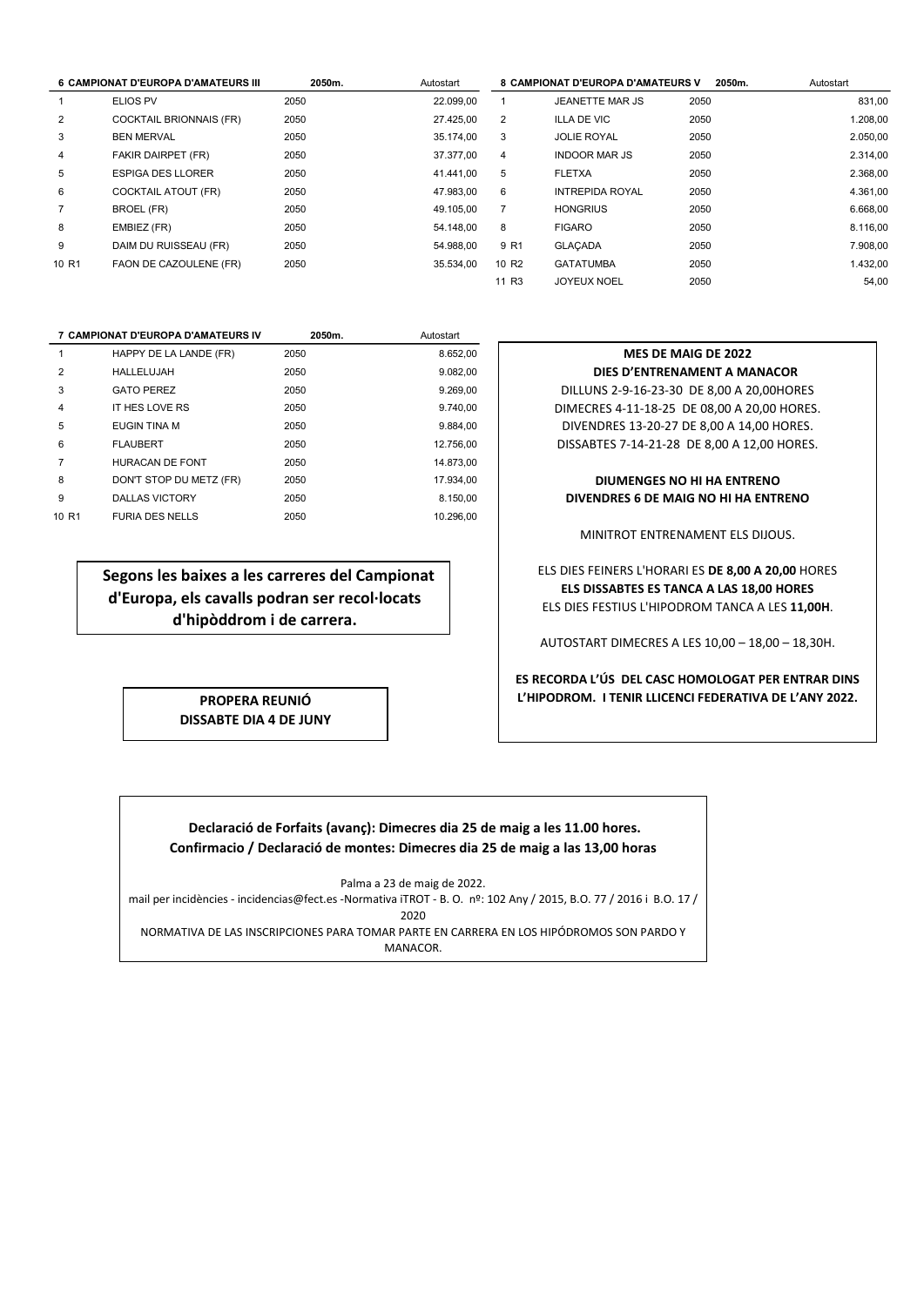| 6 CAMPIONAT D'EUROPA D'AMATEURS III | | 2050m. | Autostart |
|---|---|---|---|
| 1 | ELIOS PV | 2050 | 22.099,00 |
| 2 | COCKTAIL BRIONNAIS (FR) | 2050 | 27.425,00 |
| 3 | BEN MERVAL | 2050 | 35.174,00 |
| 4 | FAKIR DAIRPET (FR) | 2050 | 37.377,00 |
| 5 | ESPIGA DES LLORER | 2050 | 41.441,00 |
| 6 | COCKTAIL ATOUT (FR) | 2050 | 47.983,00 |
| 7 | BROEL (FR) | 2050 | 49.105,00 |
| 8 | EMBIEZ (FR) | 2050 | 54.148,00 |
| 9 | DAIM DU RUISSEAU (FR) | 2050 | 54.988,00 |
| 10 R1 | FAON DE CAZOULENE (FR) | 2050 | 35.534,00 |

| 8 CAMPIONAT D'EUROPA D'AMATEURS V | | 2050m. | Autostart |
|---|---|---|---|
| 1 | JEANETTE MAR JS | 2050 | 831,00 |
| 2 | ILLA DE VIC | 2050 | 1.208,00 |
| 3 | JOLIE ROYAL | 2050 | 2.050,00 |
| 4 | INDOOR MAR JS | 2050 | 2.314,00 |
| 5 | FLETXA | 2050 | 2.368,00 |
| 6 | INTREPIDA ROYAL | 2050 | 4.361,00 |
| 7 | HONGRIUS | 2050 | 6.668,00 |
| 8 | FIGARO | 2050 | 8.116,00 |
| 9 R1 | GLAÇADA | 2050 | 7.908,00 |
| 10 R2 | GATATUMBA | 2050 | 1.432,00 |
| 11 R3 | JOYEUX NOEL | 2050 | 54,00 |

| 7 CAMPIONAT D'EUROPA D'AMATEURS IV | | 2050m. | Autostart |
|---|---|---|---|
| 1 | HAPPY DE LA LANDE (FR) | 2050 | 8.652,00 |
| 2 | HALLELUJAH | 2050 | 9.082,00 |
| 3 | GATO PEREZ | 2050 | 9.269,00 |
| 4 | IT HES LOVE RS | 2050 | 9.740,00 |
| 5 | EUGIN TINA M | 2050 | 9.884,00 |
| 6 | FLAUBERT | 2050 | 12.756,00 |
| 7 | HURACAN DE FONT | 2050 | 14.873,00 |
| 8 | DON'T STOP DU METZ (FR) | 2050 | 17.934,00 |
| 9 | DALLAS VICTORY | 2050 | 8.150,00 |
| 10 R1 | FURIA DES NELLS | 2050 | 10.296,00 |

**Segons les baixes a les carreres del Campionat d'Europa, els cavalls podran ser recol·locats d'hipòddrom i de carrera.**

**PROPERA REUNIÓ**
**DISSABTE DIA 4 DE JUNY**

**MES DE MAIG DE 2022**
**DIES D'ENTRENAMENT A MANACOR**

DILLUNS 2-9-16-23-30 DE 8,00 A 20,00HORES
DIMECRES 4-11-18-25 DE 08,00 A 20,00 HORES.
DIVENDRES 13-20-27 DE 8,00 A 14,00 HORES.
DISSABTES 7-14-21-28 DE 8,00 A 12,00 HORES.

**DIUMENGES NO HI HA ENTRENO**
**DIVENDRES 6 DE MAIG NO HI HA ENTRENO**

MINITROT ENTRENAMENT ELS DIJOUS.

ELS DIES FEINERS L'HORARI ES **DE 8,00 A 20,00** HORES
**ELS DISSABTES ES TANCA A LAS 18,00 HORES**
ELS DIES FESTIUS L'HIPODROM TANCA A LES **11,00H**.

AUTOSTART DIMECRES A LES 10,00 – 18,00 – 18,30H.

**ES RECORDA L'ÚS DEL CASC HOMOLOGAT PER ENTRAR DINS L'HIPODROM. I TENIR LLICENCI FEDERATIVA DE L'ANY 2022.**

**Declaració de Forfaits (avanç): Dimecres dia 25 de maig a les 11.00 hores.**
**Confirmacio / Declaració de montes: Dimecres dia 25 de maig a las 13,00 horas**

Palma a 23 de maig de 2022.
mail per incidències - incidencias@fect.es -Normativa iTROT - B. O. nº: 102 Any / 2015, B.O. 77 / 2016 i B.O. 17 / 2020
NORMATIVA DE LAS INSCRIPCIONES PARA TOMAR PARTE EN CARRERA EN LOS HIPÓDROMOS SON PARDO Y MANACOR.